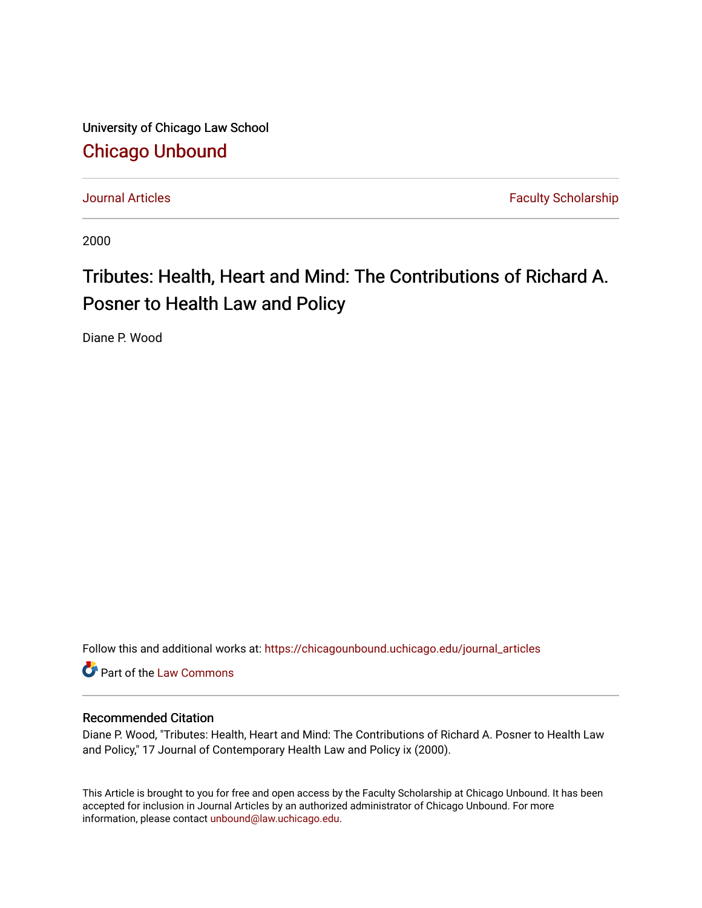University of Chicago Law School

## Chicago Unbound

Journal Articles | Faculty Scholarship

2000

# Tributes: Health, Heart and Mind: The Contributions of Richard A. Posner to Health Law and Policy

Diane P. Wood

Follow this and additional works at: https://chicagounbound.uchicago.edu/journal_articles

Part of the Law Commons

### Recommended Citation

Diane P. Wood, "Tributes: Health, Heart and Mind: The Contributions of Richard A. Posner to Health Law and Policy," 17 Journal of Contemporary Health Law and Policy ix (2000).

This Article is brought to you for free and open access by the Faculty Scholarship at Chicago Unbound. It has been accepted for inclusion in Journal Articles by an authorized administrator of Chicago Unbound. For more information, please contact unbound@law.uchicago.edu.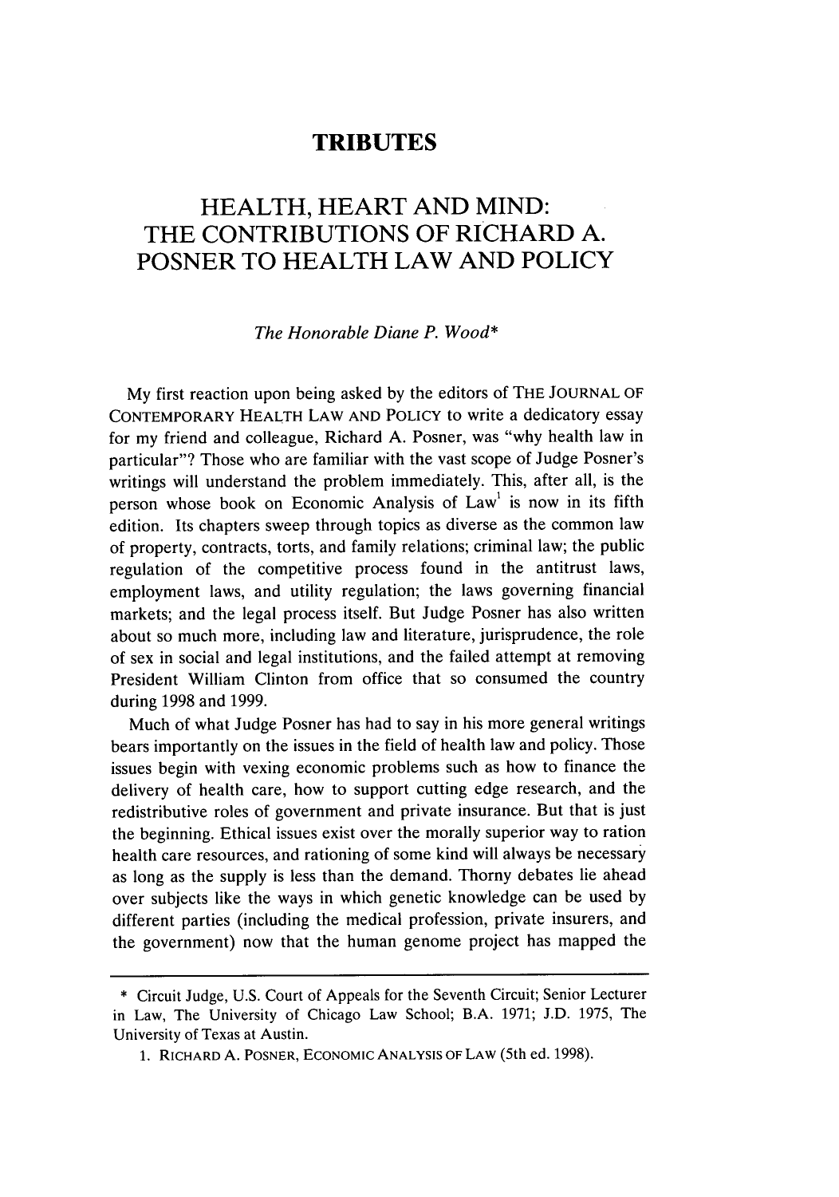# TRIBUTES

# HEALTH, HEART AND MIND: THE CONTRIBUTIONS OF RICHARD A. POSNER TO HEALTH LAW AND POLICY

*The Honorable Diane P. Wood**

My first reaction upon being asked by the editors of THE JOURNAL OF CONTEMPORARY HEALTH LAW AND POLICY to write a dedicatory essay for my friend and colleague, Richard A. Posner, was "why health law in particular"? Those who are familiar with the vast scope of Judge Posner's writings will understand the problem immediately. This, after all, is the person whose book on Economic Analysis of Law[1] is now in its fifth edition. Its chapters sweep through topics as diverse as the common law of property, contracts, torts, and family relations; criminal law; the public regulation of the competitive process found in the antitrust laws, employment laws, and utility regulation; the laws governing financial markets; and the legal process itself. But Judge Posner has also written about so much more, including law and literature, jurisprudence, the role of sex in social and legal institutions, and the failed attempt at removing President William Clinton from office that so consumed the country during 1998 and 1999.

Much of what Judge Posner has had to say in his more general writings bears importantly on the issues in the field of health law and policy. Those issues begin with vexing economic problems such as how to finance the delivery of health care, how to support cutting edge research, and the redistributive roles of government and private insurance. But that is just the beginning. Ethical issues exist over the morally superior way to ration health care resources, and rationing of some kind will always be necessary as long as the supply is less than the demand. Thorny debates lie ahead over subjects like the ways in which genetic knowledge can be used by different parties (including the medical profession, private insurers, and the government) now that the human genome project has mapped the

---

\* Circuit Judge, U.S. Court of Appeals for the Seventh Circuit; Senior Lecturer in Law, The University of Chicago Law School; B.A. 1971; J.D. 1975, The University of Texas at Austin.

1. RICHARD A. POSNER, ECONOMIC ANALYSIS OF LAW (5th ed. 1998).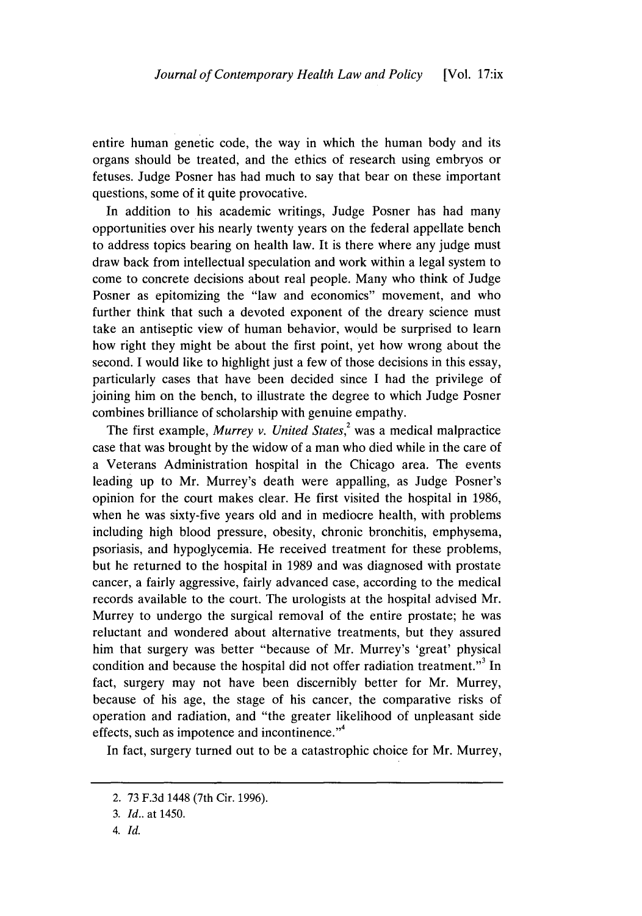entire human genetic code, the way in which the human body and its organs should be treated, and the ethics of research using embryos or fetuses. Judge Posner has had much to say that bear on these important questions, some of it quite provocative.

In addition to his academic writings, Judge Posner has had many opportunities over his nearly twenty years on the federal appellate bench to address topics bearing on health law. It is there where any judge must draw back from intellectual speculation and work within a legal system to come to concrete decisions about real people. Many who think of Judge Posner as epitomizing the "law and economics" movement, and who further think that such a devoted exponent of the dreary science must take an antiseptic view of human behavior, would be surprised to learn how right they might be about the first point, yet how wrong about the second. I would like to highlight just a few of those decisions in this essay, particularly cases that have been decided since I had the privilege of joining him on the bench, to illustrate the degree to which Judge Posner combines brilliance of scholarship with genuine empathy.

The first example, *Murrey v. United States*,[2] was a medical malpractice case that was brought by the widow of a man who died while in the care of a Veterans Administration hospital in the Chicago area. The events leading up to Mr. Murrey's death were appalling, as Judge Posner's opinion for the court makes clear. He first visited the hospital in 1986, when he was sixty-five years old and in mediocre health, with problems including high blood pressure, obesity, chronic bronchitis, emphysema, psoriasis, and hypoglycemia. He received treatment for these problems, but he returned to the hospital in 1989 and was diagnosed with prostate cancer, a fairly aggressive, fairly advanced case, according to the medical records available to the court. The urologists at the hospital advised Mr. Murrey to undergo the surgical removal of the entire prostate; he was reluctant and wondered about alternative treatments, but they assured him that surgery was better "because of Mr. Murrey's 'great' physical condition and because the hospital did not offer radiation treatment."[3] In fact, surgery may not have been discernibly better for Mr. Murrey, because of his age, the stage of his cancer, the comparative risks of operation and radiation, and "the greater likelihood of unpleasant side effects, such as impotence and incontinence."[4]

In fact, surgery turned out to be a catastrophic choice for Mr. Murrey,

---

2. 73 F.3d 1448 (7th Cir. 1996).

3. *Id.*. at 1450.

4. *Id.*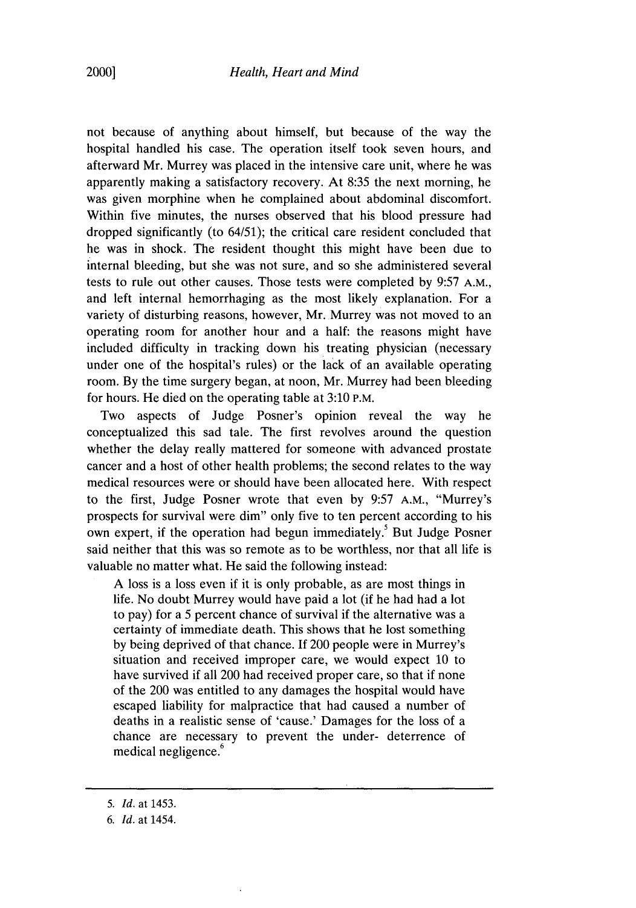not because of anything about himself, but because of the way the hospital handled his case. The operation itself took seven hours, and afterward Mr. Murrey was placed in the intensive care unit, where he was apparently making a satisfactory recovery. At 8:35 the next morning, he was given morphine when he complained about abdominal discomfort. Within five minutes, the nurses observed that his blood pressure had dropped significantly (to 64/51); the critical care resident concluded that he was in shock. The resident thought this might have been due to internal bleeding, but she was not sure, and so she administered several tests to rule out other causes. Those tests were completed by 9:57 A.M., and left internal hemorrhaging as the most likely explanation. For a variety of disturbing reasons, however, Mr. Murrey was not moved to an operating room for another hour and a half: the reasons might have included difficulty in tracking down his treating physician (necessary under one of the hospital's rules) or the lack of an available operating room. By the time surgery began, at noon, Mr. Murrey had been bleeding for hours. He died on the operating table at 3:10 P.M.

Two aspects of Judge Posner's opinion reveal the way he conceptualized this sad tale. The first revolves around the question whether the delay really mattered for someone with advanced prostate cancer and a host of other health problems; the second relates to the way medical resources were or should have been allocated here. With respect to the first, Judge Posner wrote that even by 9:57 A.M., "Murrey's prospects for survival were dim" only five to ten percent according to his own expert, if the operation had begun immediately.[5] But Judge Posner said neither that this was so remote as to be worthless, nor that all life is valuable no matter what. He said the following instead:

> A loss is a loss even if it is only probable, as are most things in life. No doubt Murrey would have paid a lot (if he had had a lot to pay) for a 5 percent chance of survival if the alternative was a certainty of immediate death. This shows that he lost something by being deprived of that chance. If 200 people were in Murrey's situation and received improper care, we would expect 10 to have survived if all 200 had received proper care, so that if none of the 200 was entitled to any damages the hospital would have escaped liability for malpractice that had caused a number of deaths in a realistic sense of 'cause.' Damages for the loss of a chance are necessary to prevent the under- deterrence of medical negligence.[6]

---

5. *Id.* at 1453.

6. *Id.* at 1454.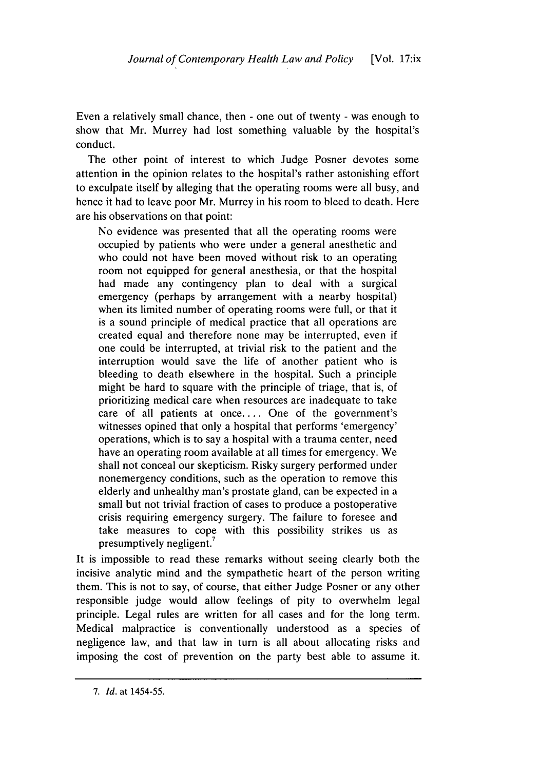Even a relatively small chance, then - one out of twenty - was enough to show that Mr. Murrey had lost something valuable by the hospital's conduct.

The other point of interest to which Judge Posner devotes some attention in the opinion relates to the hospital's rather astonishing effort to exculpate itself by alleging that the operating rooms were all busy, and hence it had to leave poor Mr. Murrey in his room to bleed to death. Here are his observations on that point:

> No evidence was presented that all the operating rooms were occupied by patients who were under a general anesthetic and who could not have been moved without risk to an operating room not equipped for general anesthesia, or that the hospital had made any contingency plan to deal with a surgical emergency (perhaps by arrangement with a nearby hospital) when its limited number of operating rooms were full, or that it is a sound principle of medical practice that all operations are created equal and therefore none may be interrupted, even if one could be interrupted, at trivial risk to the patient and the interruption would save the life of another patient who is bleeding to death elsewhere in the hospital. Such a principle might be hard to square with the principle of triage, that is, of prioritizing medical care when resources are inadequate to take care of all patients at once.... One of the government's witnesses opined that only a hospital that performs 'emergency' operations, which is to say a hospital with a trauma center, need have an operating room available at all times for emergency. We shall not conceal our skepticism. Risky surgery performed under nonemergency conditions, such as the operation to remove this elderly and unhealthy man's prostate gland, can be expected in a small but not trivial fraction of cases to produce a postoperative crisis requiring emergency surgery. The failure to foresee and take measures to cope with this possibility strikes us as presumptively negligent.[7]

It is impossible to read these remarks without seeing clearly both the incisive analytic mind and the sympathetic heart of the person writing them. This is not to say, of course, that either Judge Posner or any other responsible judge would allow feelings of pity to overwhelm legal principle. Legal rules are written for all cases and for the long term. Medical malpractice is conventionally understood as a species of negligence law, and that law in turn is all about allocating risks and imposing the cost of prevention on the party best able to assume it.

---

7. *Id.* at 1454-55.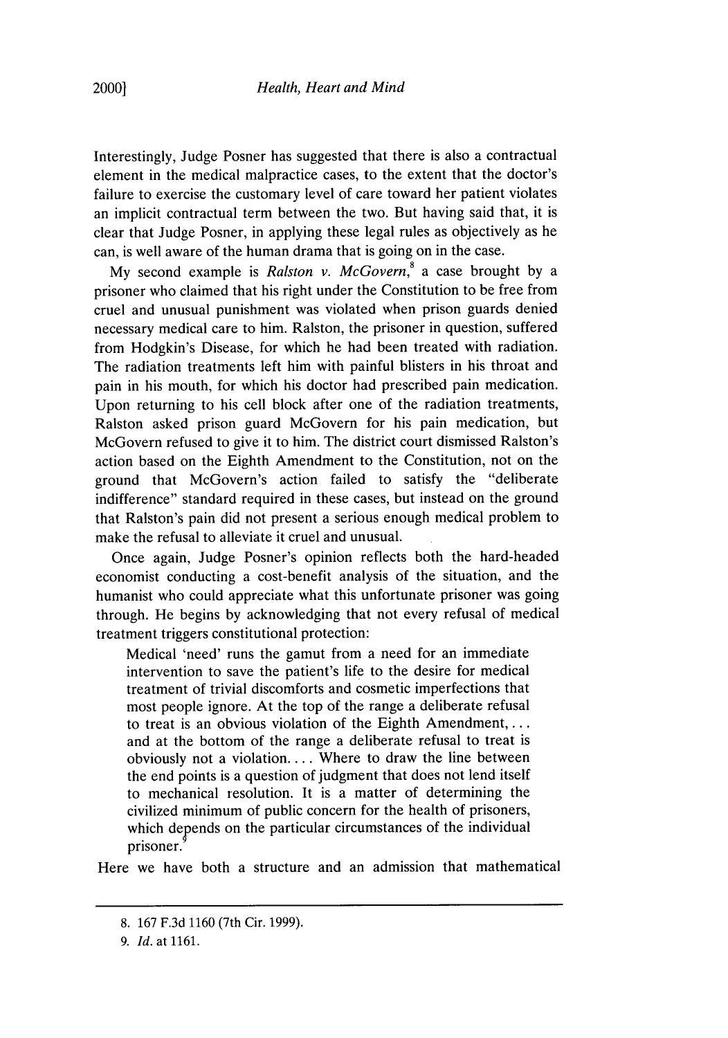Interestingly, Judge Posner has suggested that there is also a contractual element in the medical malpractice cases, to the extent that the doctor's failure to exercise the customary level of care toward her patient violates an implicit contractual term between the two. But having said that, it is clear that Judge Posner, in applying these legal rules as objectively as he can, is well aware of the human drama that is going on in the case.

My second example is *Ralston v. McGovern*,[8] a case brought by a prisoner who claimed that his right under the Constitution to be free from cruel and unusual punishment was violated when prison guards denied necessary medical care to him. Ralston, the prisoner in question, suffered from Hodgkin's Disease, for which he had been treated with radiation. The radiation treatments left him with painful blisters in his throat and pain in his mouth, for which his doctor had prescribed pain medication. Upon returning to his cell block after one of the radiation treatments, Ralston asked prison guard McGovern for his pain medication, but McGovern refused to give it to him. The district court dismissed Ralston's action based on the Eighth Amendment to the Constitution, not on the ground that McGovern's action failed to satisfy the "deliberate indifference" standard required in these cases, but instead on the ground that Ralston's pain did not present a serious enough medical problem to make the refusal to alleviate it cruel and unusual.

Once again, Judge Posner's opinion reflects both the hard-headed economist conducting a cost-benefit analysis of the situation, and the humanist who could appreciate what this unfortunate prisoner was going through. He begins by acknowledging that not every refusal of medical treatment triggers constitutional protection:

> Medical 'need' runs the gamut from a need for an immediate intervention to save the patient's life to the desire for medical treatment of trivial discomforts and cosmetic imperfections that most people ignore. At the top of the range a deliberate refusal to treat is an obvious violation of the Eighth Amendment, ... and at the bottom of the range a deliberate refusal to treat is obviously not a violation.... Where to draw the line between the end points is a question of judgment that does not lend itself to mechanical resolution. It is a matter of determining the civilized minimum of public concern for the health of prisoners, which depends on the particular circumstances of the individual prisoner.[9]

Here we have both a structure and an admission that mathematical

---

8. 167 F.3d 1160 (7th Cir. 1999).

9. *Id.* at 1161.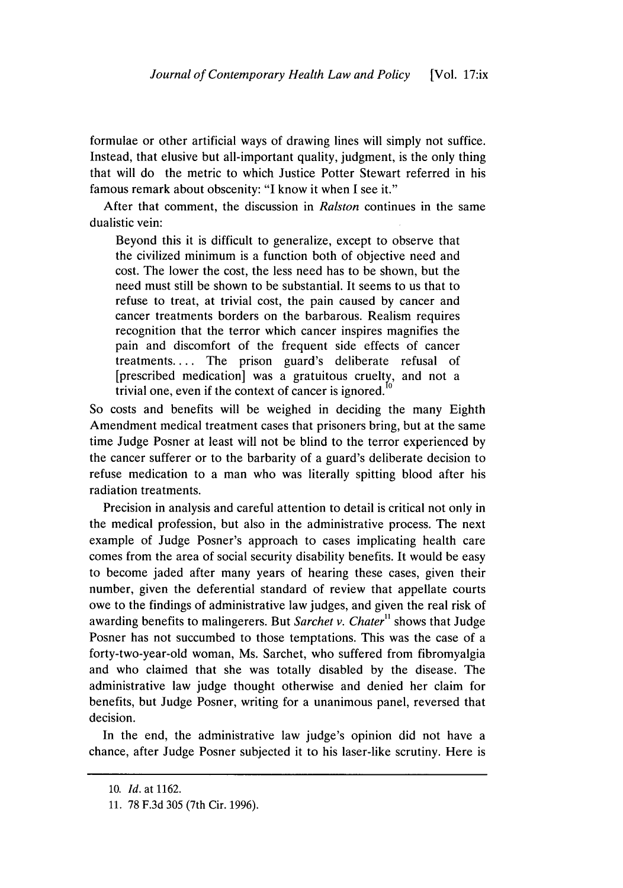formulae or other artificial ways of drawing lines will simply not suffice. Instead, that elusive but all-important quality, judgment, is the only thing that will do the metric to which Justice Potter Stewart referred in his famous remark about obscenity: "I know it when I see it."

After that comment, the discussion in *Ralston* continues in the same dualistic vein:

> Beyond this it is difficult to generalize, except to observe that the civilized minimum is a function both of objective need and cost. The lower the cost, the less need has to be shown, but the need must still be shown to be substantial. It seems to us that to refuse to treat, at trivial cost, the pain caused by cancer and cancer treatments borders on the barbarous. Realism requires recognition that the terror which cancer inspires magnifies the pain and discomfort of the frequent side effects of cancer treatments.... The prison guard's deliberate refusal of [prescribed medication] was a gratuitous cruelty, and not a trivial one, even if the context of cancer is ignored.[10]

So costs and benefits will be weighed in deciding the many Eighth Amendment medical treatment cases that prisoners bring, but at the same time Judge Posner at least will not be blind to the terror experienced by the cancer sufferer or to the barbarity of a guard's deliberate decision to refuse medication to a man who was literally spitting blood after his radiation treatments.

Precision in analysis and careful attention to detail is critical not only in the medical profession, but also in the administrative process. The next example of Judge Posner's approach to cases implicating health care comes from the area of social security disability benefits. It would be easy to become jaded after many years of hearing these cases, given their number, given the deferential standard of review that appellate courts owe to the findings of administrative law judges, and given the real risk of awarding benefits to malingerers. But *Sarchet v. Chater*[11] shows that Judge Posner has not succumbed to those temptations. This was the case of a forty-two-year-old woman, Ms. Sarchet, who suffered from fibromyalgia and who claimed that she was totally disabled by the disease. The administrative law judge thought otherwise and denied her claim for benefits, but Judge Posner, writing for a unanimous panel, reversed that decision.

In the end, the administrative law judge's opinion did not have a chance, after Judge Posner subjected it to his laser-like scrutiny. Here is

---

10. *Id.* at 1162.

11. 78 F.3d 305 (7th Cir. 1996).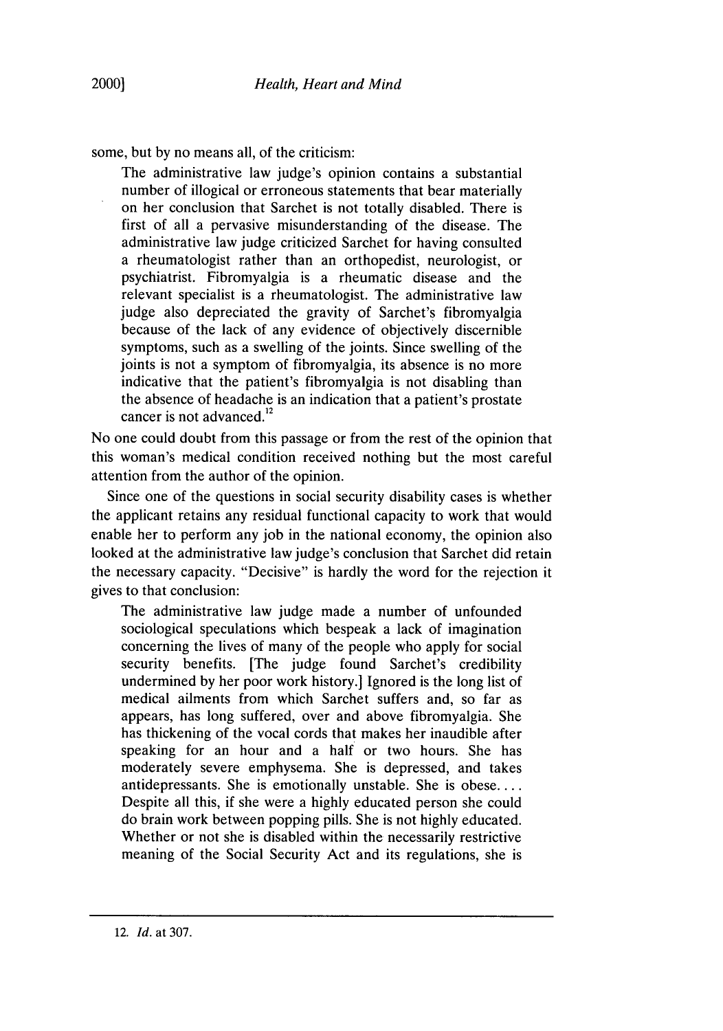some, but by no means all, of the criticism:

> The administrative law judge's opinion contains a substantial number of illogical or erroneous statements that bear materially on her conclusion that Sarchet is not totally disabled. There is first of all a pervasive misunderstanding of the disease. The administrative law judge criticized Sarchet for having consulted a rheumatologist rather than an orthopedist, neurologist, or psychiatrist. Fibromyalgia is a rheumatic disease and the relevant specialist is a rheumatologist. The administrative law judge also depreciated the gravity of Sarchet's fibromyalgia because of the lack of any evidence of objectively discernible symptoms, such as a swelling of the joints. Since swelling of the joints is not a symptom of fibromyalgia, its absence is no more indicative that the patient's fibromyalgia is not disabling than the absence of headache is an indication that a patient's prostate cancer is not advanced.[12]

No one could doubt from this passage or from the rest of the opinion that this woman's medical condition received nothing but the most careful attention from the author of the opinion.

Since one of the questions in social security disability cases is whether the applicant retains any residual functional capacity to work that would enable her to perform any job in the national economy, the opinion also looked at the administrative law judge's conclusion that Sarchet did retain the necessary capacity. "Decisive" is hardly the word for the rejection it gives to that conclusion:

> The administrative law judge made a number of unfounded sociological speculations which bespeak a lack of imagination concerning the lives of many of the people who apply for social security benefits. [The judge found Sarchet's credibility undermined by her poor work history.] Ignored is the long list of medical ailments from which Sarchet suffers and, so far as appears, has long suffered, over and above fibromyalgia. She has thickening of the vocal cords that makes her inaudible after speaking for an hour and a half or two hours. She has moderately severe emphysema. She is depressed, and takes antidepressants. She is emotionally unstable. She is obese.... Despite all this, if she were a highly educated person she could do brain work between popping pills. She is not highly educated. Whether or not she is disabled within the necessarily restrictive meaning of the Social Security Act and its regulations, she is

---

12. *Id.* at 307.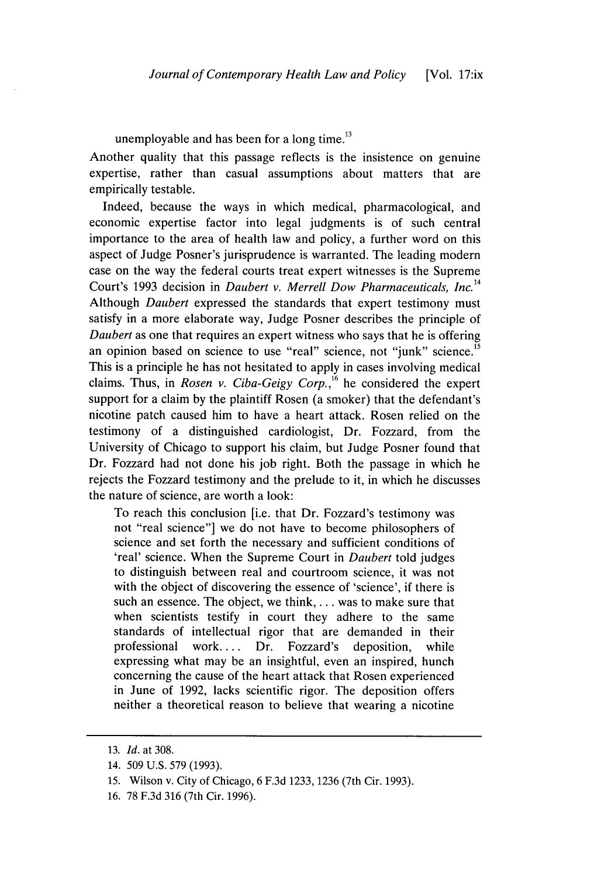unemployable and has been for a long time.[13]

Another quality that this passage reflects is the insistence on genuine expertise, rather than casual assumptions about matters that are empirically testable.

Indeed, because the ways in which medical, pharmacological, and economic expertise factor into legal judgments is of such central importance to the area of health law and policy, a further word on this aspect of Judge Posner's jurisprudence is warranted. The leading modern case on the way the federal courts treat expert witnesses is the Supreme Court's 1993 decision in *Daubert v. Merrell Dow Pharmaceuticals, Inc.*[14] Although *Daubert* expressed the standards that expert testimony must satisfy in a more elaborate way, Judge Posner describes the principle of *Daubert* as one that requires an expert witness who says that he is offering an opinion based on science to use "real" science, not "junk" science.[15] This is a principle he has not hesitated to apply in cases involving medical claims. Thus, in *Rosen v. Ciba-Geigy Corp.*,[16] he considered the expert support for a claim by the plaintiff Rosen (a smoker) that the defendant's nicotine patch caused him to have a heart attack. Rosen relied on the testimony of a distinguished cardiologist, Dr. Fozzard, from the University of Chicago to support his claim, but Judge Posner found that Dr. Fozzard had not done his job right. Both the passage in which he rejects the Fozzard testimony and the prelude to it, in which he discusses the nature of science, are worth a look:

> To reach this conclusion [i.e. that Dr. Fozzard's testimony was not "real science"] we do not have to become philosophers of science and set forth the necessary and sufficient conditions of 'real' science. When the Supreme Court in *Daubert* told judges to distinguish between real and courtroom science, it was not with the object of discovering the essence of 'science', if there is such an essence. The object, we think, . . . was to make sure that when scientists testify in court they adhere to the same standards of intellectual rigor that are demanded in their professional work. . . . Dr. Fozzard's deposition, while expressing what may be an insightful, even an inspired, hunch concerning the cause of the heart attack that Rosen experienced in June of 1992, lacks scientific rigor. The deposition offers neither a theoretical reason to believe that wearing a nicotine

---

13. *Id.* at 308.
14. 509 U.S. 579 (1993).
15. Wilson v. City of Chicago, 6 F.3d 1233, 1236 (7th Cir. 1993).
16. 78 F.3d 316 (7th Cir. 1996).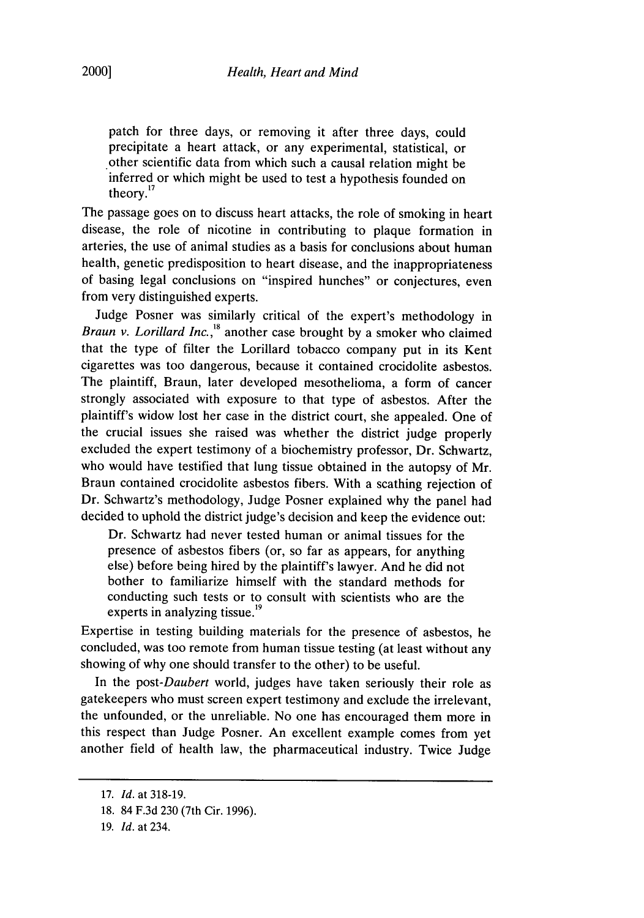> patch for three days, or removing it after three days, could precipitate a heart attack, or any experimental, statistical, or other scientific data from which such a causal relation might be inferred or which might be used to test a hypothesis founded on theory.[17]

The passage goes on to discuss heart attacks, the role of smoking in heart disease, the role of nicotine in contributing to plaque formation in arteries, the use of animal studies as a basis for conclusions about human health, genetic predisposition to heart disease, and the inappropriateness of basing legal conclusions on "inspired hunches" or conjectures, even from very distinguished experts.

Judge Posner was similarly critical of the expert's methodology in *Braun v. Lorillard Inc.*,[18] another case brought by a smoker who claimed that the type of filter the Lorillard tobacco company put in its Kent cigarettes was too dangerous, because it contained crocidolite asbestos. The plaintiff, Braun, later developed mesothelioma, a form of cancer strongly associated with exposure to that type of asbestos. After the plaintiff's widow lost her case in the district court, she appealed. One of the crucial issues she raised was whether the district judge properly excluded the expert testimony of a biochemistry professor, Dr. Schwartz, who would have testified that lung tissue obtained in the autopsy of Mr. Braun contained crocidolite asbestos fibers. With a scathing rejection of Dr. Schwartz's methodology, Judge Posner explained why the panel had decided to uphold the district judge's decision and keep the evidence out:

> Dr. Schwartz had never tested human or animal tissues for the presence of asbestos fibers (or, so far as appears, for anything else) before being hired by the plaintiff's lawyer. And he did not bother to familiarize himself with the standard methods for conducting such tests or to consult with scientists who are the experts in analyzing tissue.[19]

Expertise in testing building materials for the presence of asbestos, he concluded, was too remote from human tissue testing (at least without any showing of why one should transfer to the other) to be useful.

In the post-*Daubert* world, judges have taken seriously their role as gatekeepers who must screen expert testimony and exclude the irrelevant, the unfounded, or the unreliable. No one has encouraged them more in this respect than Judge Posner. An excellent example comes from yet another field of health law, the pharmaceutical industry. Twice Judge

---

17. *Id.* at 318-19.

18. 84 F.3d 230 (7th Cir. 1996).

19. *Id.* at 234.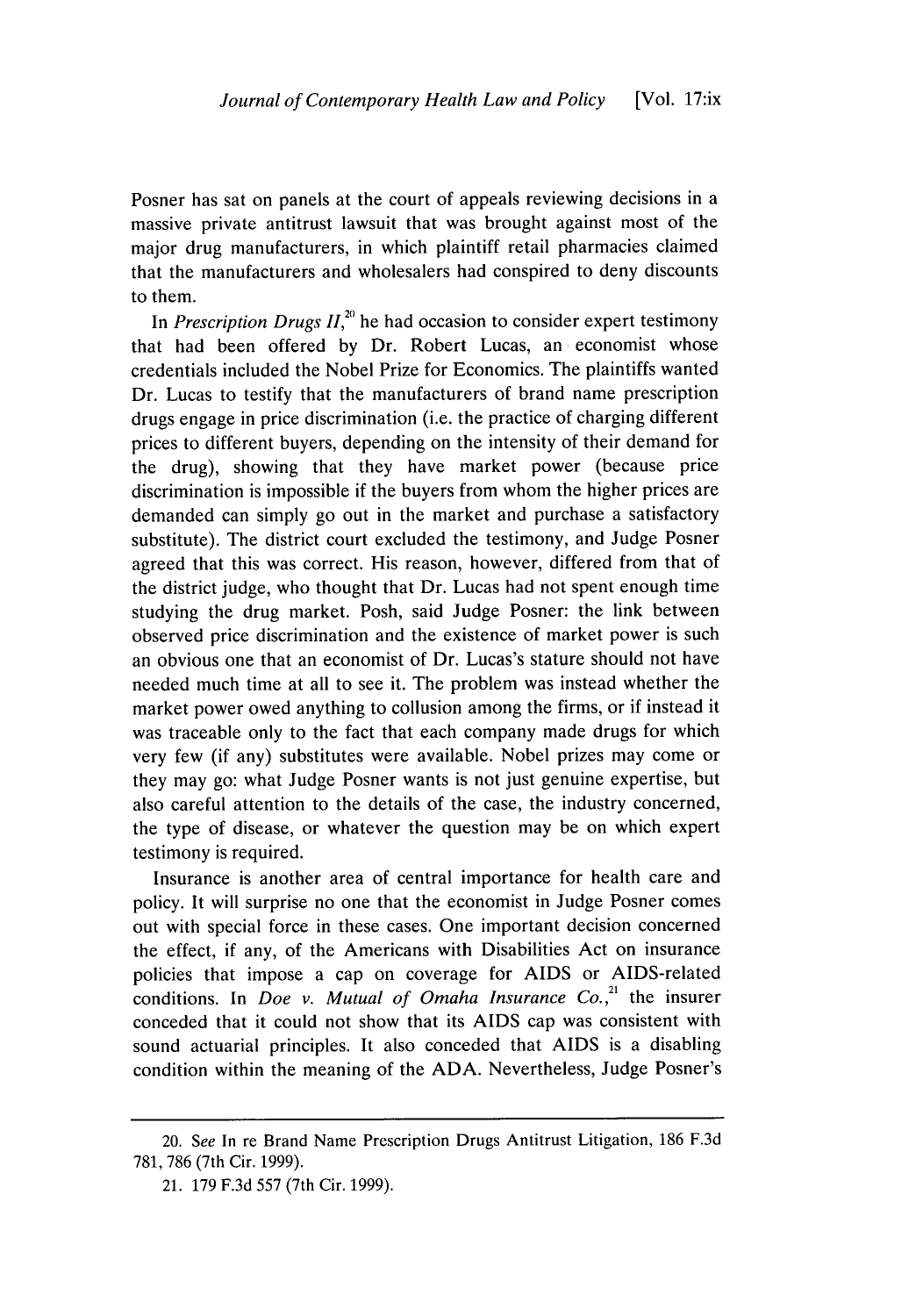Posner has sat on panels at the court of appeals reviewing decisions in a massive private antitrust lawsuit that was brought against most of the major drug manufacturers, in which plaintiff retail pharmacies claimed that the manufacturers and wholesalers had conspired to deny discounts to them.

In *Prescription Drugs II*,[20] he had occasion to consider expert testimony that had been offered by Dr. Robert Lucas, an economist whose credentials included the Nobel Prize for Economics. The plaintiffs wanted Dr. Lucas to testify that the manufacturers of brand name prescription drugs engage in price discrimination (i.e. the practice of charging different prices to different buyers, depending on the intensity of their demand for the drug), showing that they have market power (because price discrimination is impossible if the buyers from whom the higher prices are demanded can simply go out in the market and purchase a satisfactory substitute). The district court excluded the testimony, and Judge Posner agreed that this was correct. His reason, however, differed from that of the district judge, who thought that Dr. Lucas had not spent enough time studying the drug market. Posh, said Judge Posner: the link between observed price discrimination and the existence of market power is such an obvious one that an economist of Dr. Lucas's stature should not have needed much time at all to see it. The problem was instead whether the market power owed anything to collusion among the firms, or if instead it was traceable only to the fact that each company made drugs for which very few (if any) substitutes were available. Nobel prizes may come or they may go: what Judge Posner wants is not just genuine expertise, but also careful attention to the details of the case, the industry concerned, the type of disease, or whatever the question may be on which expert testimony is required.

Insurance is another area of central importance for health care and policy. It will surprise no one that the economist in Judge Posner comes out with special force in these cases. One important decision concerned the effect, if any, of the Americans with Disabilities Act on insurance policies that impose a cap on coverage for AIDS or AIDS-related conditions. In *Doe v. Mutual of Omaha Insurance Co.*,[21] the insurer conceded that it could not show that its AIDS cap was consistent with sound actuarial principles. It also conceded that AIDS is a disabling condition within the meaning of the ADA. Nevertheless, Judge Posner's

---

20. *See* In re Brand Name Prescription Drugs Antitrust Litigation, 186 F.3d 781, 786 (7th Cir. 1999).

21. 179 F.3d 557 (7th Cir. 1999).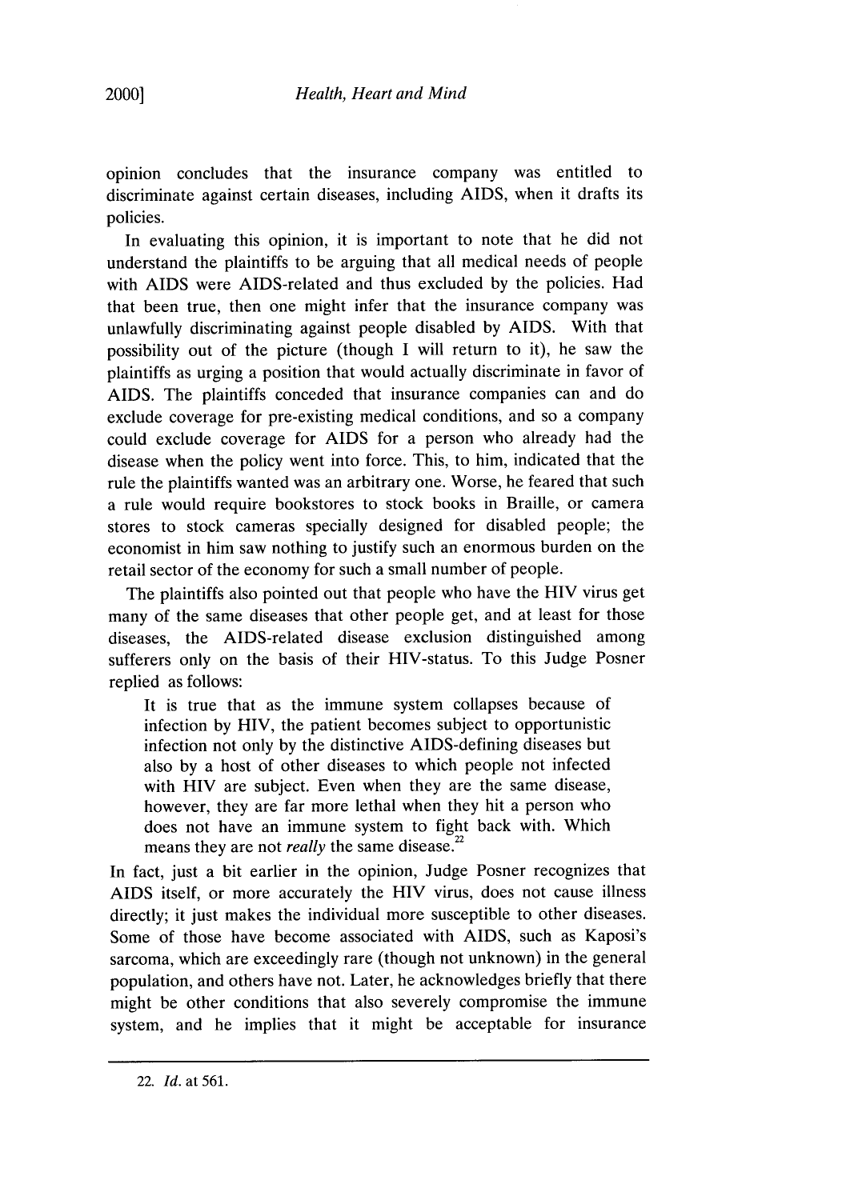opinion concludes that the insurance company was entitled to discriminate against certain diseases, including AIDS, when it drafts its policies.

In evaluating this opinion, it is important to note that he did not understand the plaintiffs to be arguing that all medical needs of people with AIDS were AIDS-related and thus excluded by the policies. Had that been true, then one might infer that the insurance company was unlawfully discriminating against people disabled by AIDS. With that possibility out of the picture (though I will return to it), he saw the plaintiffs as urging a position that would actually discriminate in favor of AIDS. The plaintiffs conceded that insurance companies can and do exclude coverage for pre-existing medical conditions, and so a company could exclude coverage for AIDS for a person who already had the disease when the policy went into force. This, to him, indicated that the rule the plaintiffs wanted was an arbitrary one. Worse, he feared that such a rule would require bookstores to stock books in Braille, or camera stores to stock cameras specially designed for disabled people; the economist in him saw nothing to justify such an enormous burden on the retail sector of the economy for such a small number of people.

The plaintiffs also pointed out that people who have the HIV virus get many of the same diseases that other people get, and at least for those diseases, the AIDS-related disease exclusion distinguished among sufferers only on the basis of their HIV-status. To this Judge Posner replied as follows:

> It is true that as the immune system collapses because of infection by HIV, the patient becomes subject to opportunistic infection not only by the distinctive AIDS-defining diseases but also by a host of other diseases to which people not infected with HIV are subject. Even when they are the same disease, however, they are far more lethal when they hit a person who does not have an immune system to fight back with. Which means they are not *really* the same disease.[22]

In fact, just a bit earlier in the opinion, Judge Posner recognizes that AIDS itself, or more accurately the HIV virus, does not cause illness directly; it just makes the individual more susceptible to other diseases. Some of those have become associated with AIDS, such as Kaposi's sarcoma, which are exceedingly rare (though not unknown) in the general population, and others have not. Later, he acknowledges briefly that there might be other conditions that also severely compromise the immune system, and he implies that it might be acceptable for insurance

---

22. *Id.* at 561.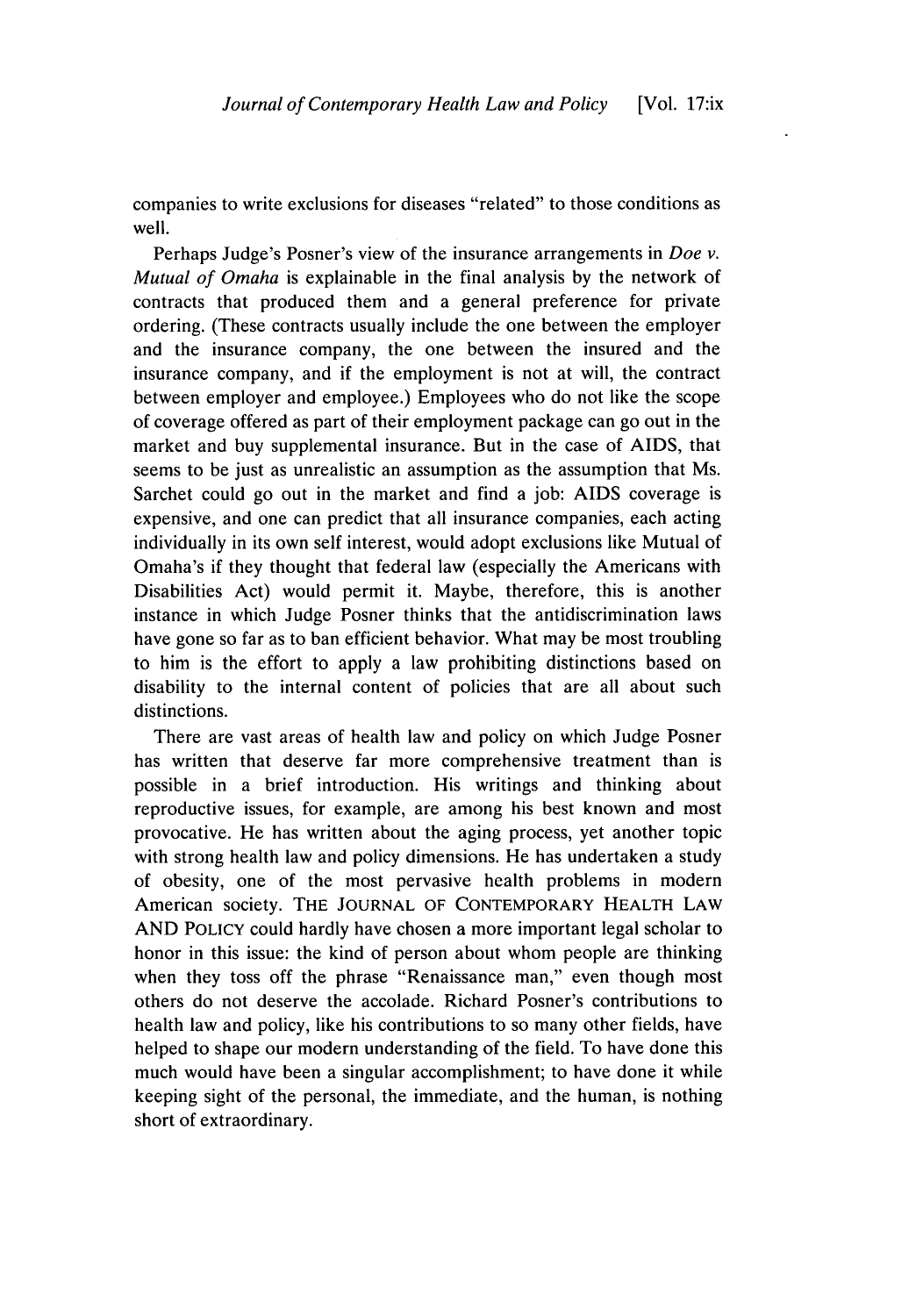companies to write exclusions for diseases "related" to those conditions as well.

Perhaps Judge's Posner's view of the insurance arrangements in *Doe v. Mutual of Omaha* is explainable in the final analysis by the network of contracts that produced them and a general preference for private ordering. (These contracts usually include the one between the employer and the insurance company, the one between the insured and the insurance company, and if the employment is not at will, the contract between employer and employee.) Employees who do not like the scope of coverage offered as part of their employment package can go out in the market and buy supplemental insurance. But in the case of AIDS, that seems to be just as unrealistic an assumption as the assumption that Ms. Sarchet could go out in the market and find a job: AIDS coverage is expensive, and one can predict that all insurance companies, each acting individually in its own self interest, would adopt exclusions like Mutual of Omaha's if they thought that federal law (especially the Americans with Disabilities Act) would permit it. Maybe, therefore, this is another instance in which Judge Posner thinks that the antidiscrimination laws have gone so far as to ban efficient behavior. What may be most troubling to him is the effort to apply a law prohibiting distinctions based on disability to the internal content of policies that are all about such distinctions.

There are vast areas of health law and policy on which Judge Posner has written that deserve far more comprehensive treatment than is possible in a brief introduction. His writings and thinking about reproductive issues, for example, are among his best known and most provocative. He has written about the aging process, yet another topic with strong health law and policy dimensions. He has undertaken a study of obesity, one of the most pervasive health problems in modern American society. THE JOURNAL OF CONTEMPORARY HEALTH LAW AND POLICY could hardly have chosen a more important legal scholar to honor in this issue: the kind of person about whom people are thinking when they toss off the phrase "Renaissance man," even though most others do not deserve the accolade. Richard Posner's contributions to health law and policy, like his contributions to so many other fields, have helped to shape our modern understanding of the field. To have done this much would have been a singular accomplishment; to have done it while keeping sight of the personal, the immediate, and the human, is nothing short of extraordinary.